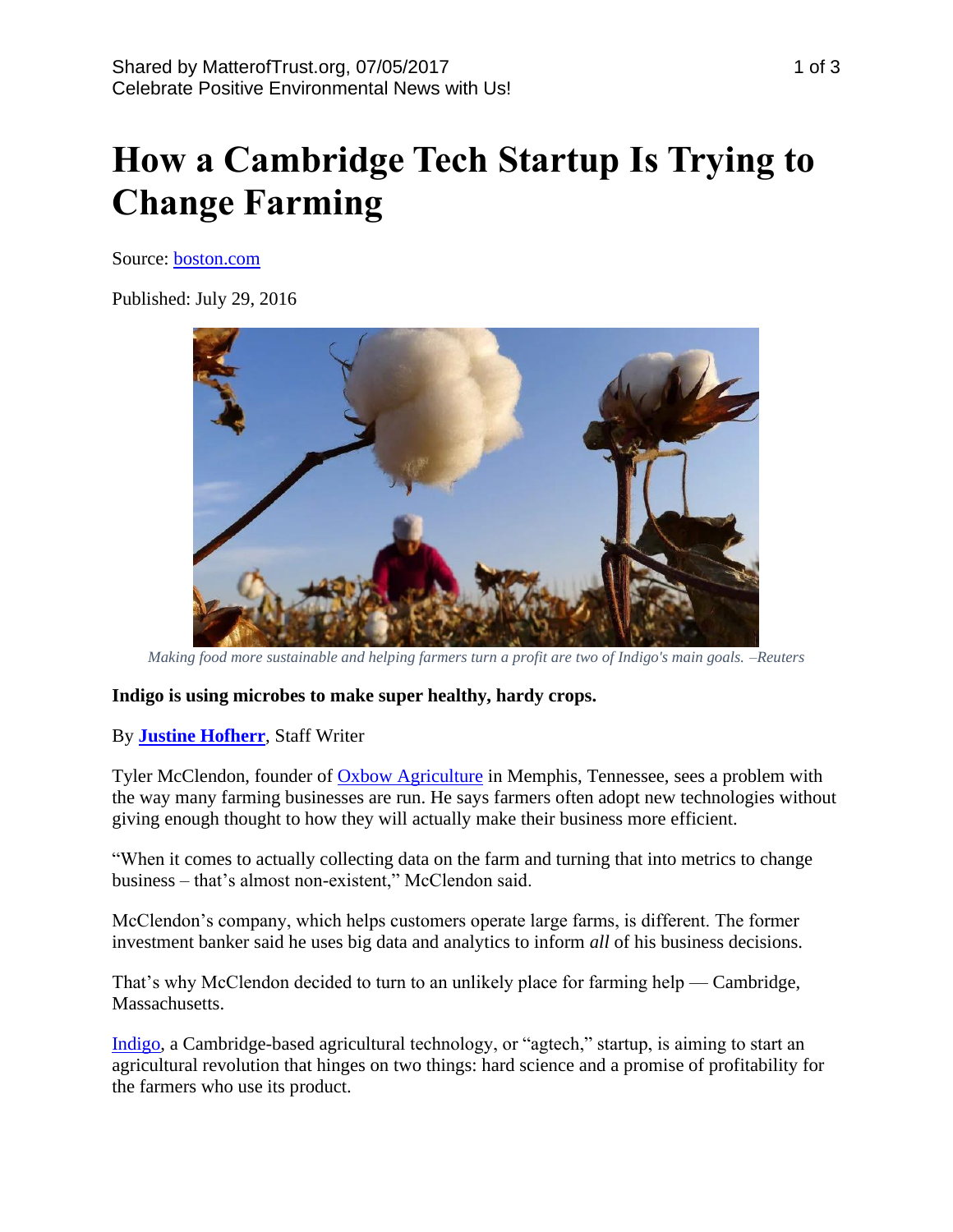Shared by MatterofTrust.org, 07/05/2017
Celebrate Positive Environmental News with Us!

# How a Cambridge Tech Startup Is Trying to Change Farming

Source: boston.com

Published: July 29, 2016

*Making food more sustainable and helping farmers turn a profit are two of Indigo's main goals. –Reuters*

**Indigo is using microbes to make super healthy, hardy crops.**

By **Justine Hofherr**, Staff Writer

Tyler McClendon, founder of Oxbow Agriculture in Memphis, Tennessee, sees a problem with the way many farming businesses are run. He says farmers often adopt new technologies without giving enough thought to how they will actually make their business more efficient.

"When it comes to actually collecting data on the farm and turning that into metrics to change business – that's almost non-existent," McClendon said.

McClendon's company, which helps customers operate large farms, is different. The former investment banker said he uses big data and analytics to inform *all* of his business decisions.

That's why McClendon decided to turn to an unlikely place for farming help — Cambridge, Massachusetts.

Indigo, a Cambridge-based agricultural technology, or "agtech," startup, is aiming to start an agricultural revolution that hinges on two things: hard science and a promise of profitability for the farmers who use its product.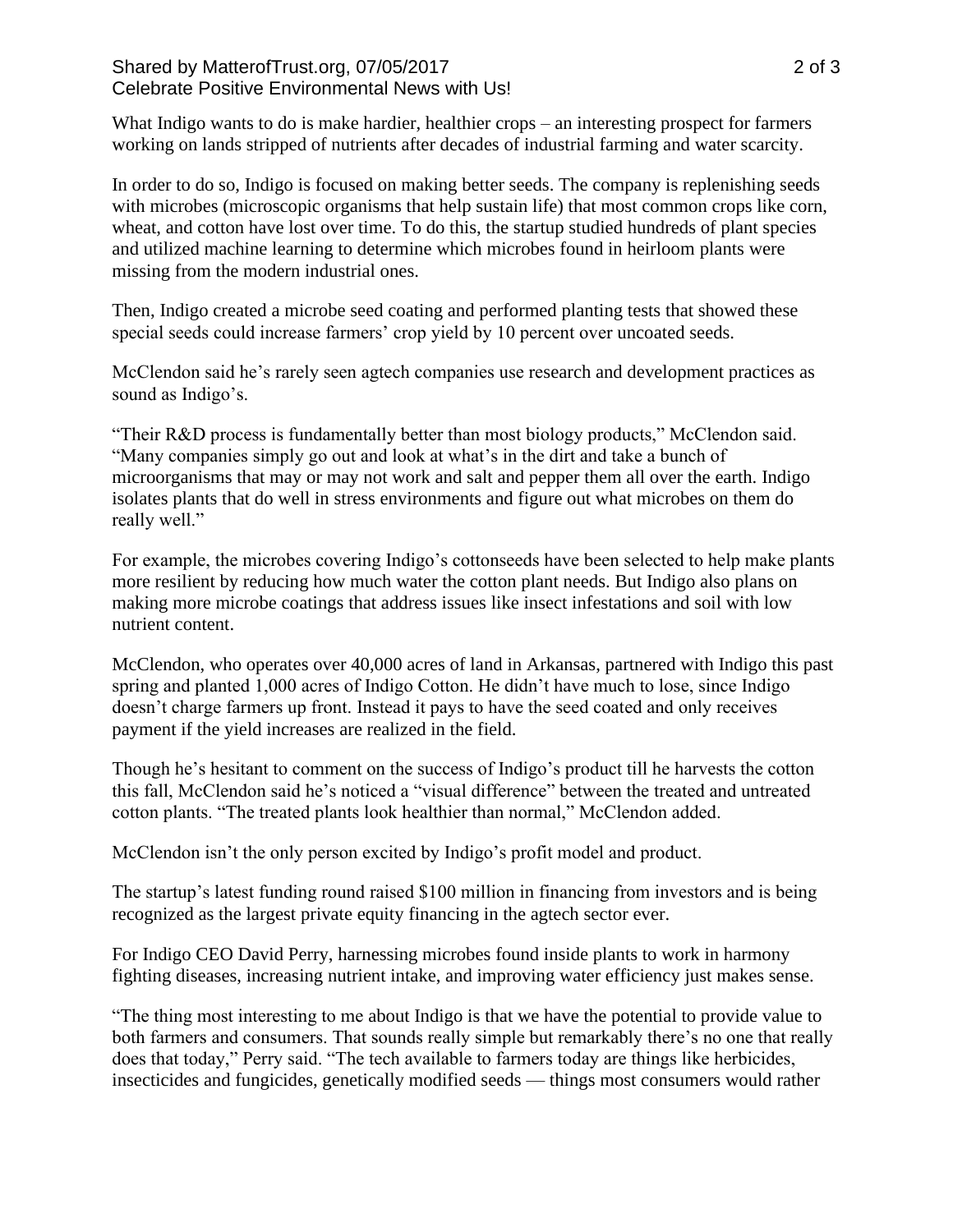What Indigo wants to do is make hardier, healthier crops – an interesting prospect for farmers working on lands stripped of nutrients after decades of industrial farming and water scarcity.

In order to do so, Indigo is focused on making better seeds. The company is replenishing seeds with microbes (microscopic organisms that help sustain life) that most common crops like corn, wheat, and cotton have lost over time. To do this, the startup studied hundreds of plant species and utilized machine learning to determine which microbes found in heirloom plants were missing from the modern industrial ones.

Then, Indigo created a microbe seed coating and performed planting tests that showed these special seeds could increase farmers' crop yield by 10 percent over uncoated seeds.

McClendon said he's rarely seen agtech companies use research and development practices as sound as Indigo's.

"Their R&D process is fundamentally better than most biology products," McClendon said. "Many companies simply go out and look at what's in the dirt and take a bunch of microorganisms that may or may not work and salt and pepper them all over the earth. Indigo isolates plants that do well in stress environments and figure out what microbes on them do really well."

For example, the microbes covering Indigo's cottonseeds have been selected to help make plants more resilient by reducing how much water the cotton plant needs. But Indigo also plans on making more microbe coatings that address issues like insect infestations and soil with low nutrient content.

McClendon, who operates over 40,000 acres of land in Arkansas, partnered with Indigo this past spring and planted 1,000 acres of Indigo Cotton. He didn't have much to lose, since Indigo doesn't charge farmers up front. Instead it pays to have the seed coated and only receives payment if the yield increases are realized in the field.

Though he's hesitant to comment on the success of Indigo's product till he harvests the cotton this fall, McClendon said he's noticed a "visual difference" between the treated and untreated cotton plants. "The treated plants look healthier than normal," McClendon added.

McClendon isn't the only person excited by Indigo's profit model and product.

The startup's latest funding round raised $100 million in financing from investors and is being recognized as the largest private equity financing in the agtech sector ever.

For Indigo CEO David Perry, harnessing microbes found inside plants to work in harmony fighting diseases, increasing nutrient intake, and improving water efficiency just makes sense.

"The thing most interesting to me about Indigo is that we have the potential to provide value to both farmers and consumers. That sounds really simple but remarkably there's no one that really does that today," Perry said. "The tech available to farmers today are things like herbicides, insecticides and fungicides, genetically modified seeds — things most consumers would rather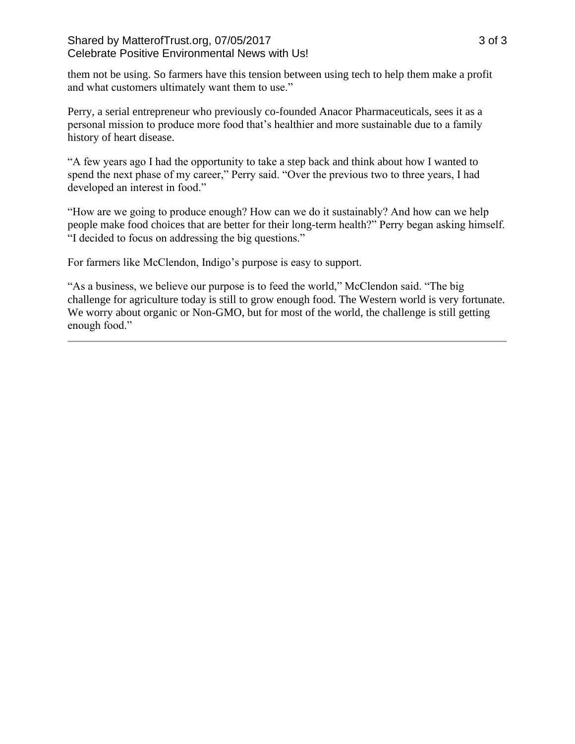them not be using. So farmers have this tension between using tech to help them make a profit and what customers ultimately want them to use."

Perry, a serial entrepreneur who previously co-founded Anacor Pharmaceuticals, sees it as a personal mission to produce more food that's healthier and more sustainable due to a family history of heart disease.

"A few years ago I had the opportunity to take a step back and think about how I wanted to spend the next phase of my career," Perry said. "Over the previous two to three years, I had developed an interest in food."

"How are we going to produce enough? How can we do it sustainably? And how can we help people make food choices that are better for their long-term health?" Perry began asking himself. "I decided to focus on addressing the big questions."

For farmers like McClendon, Indigo's purpose is easy to support.

"As a business, we believe our purpose is to feed the world," McClendon said. "The big challenge for agriculture today is still to grow enough food. The Western world is very fortunate. We worry about organic or Non-GMO, but for most of the world, the challenge is still getting enough food."